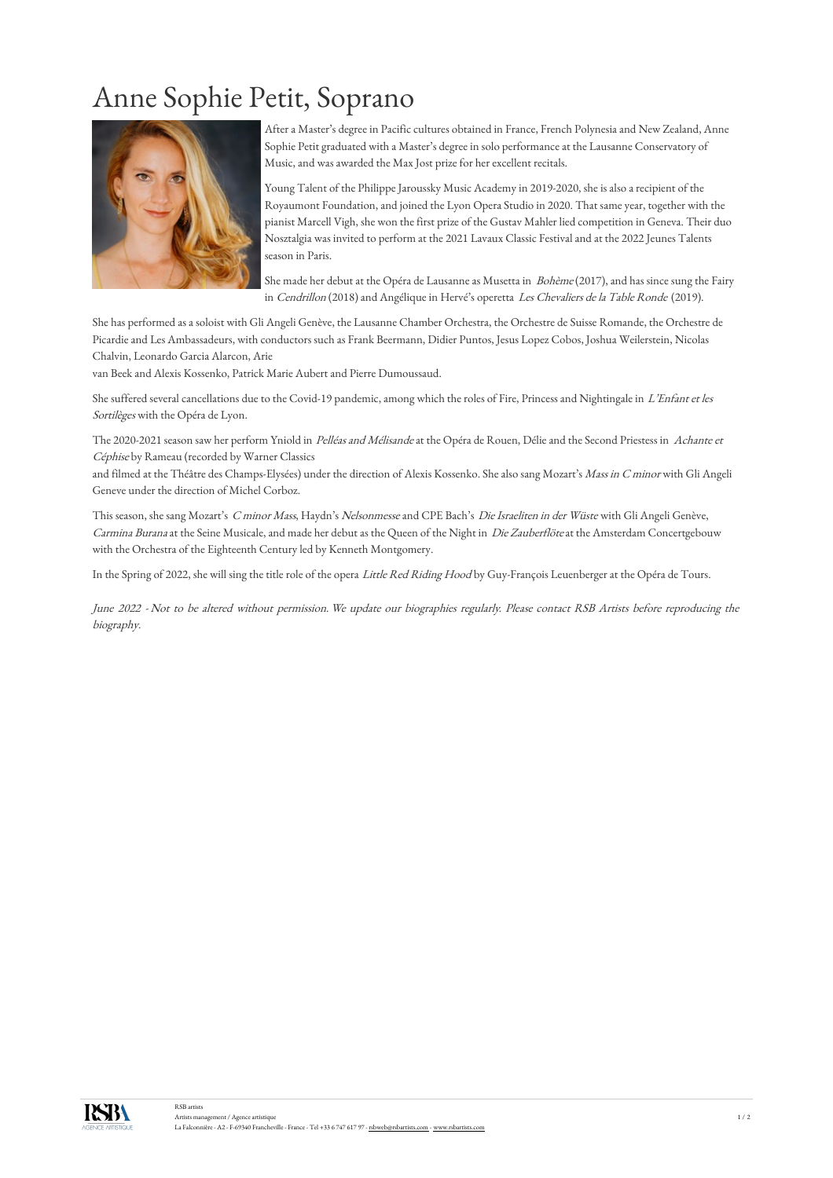# Anne Sophie Petit, Soprano

After a Master's degree in Pacific cultures obtained in France, French Polynesia and New Zealand, Anne Sophie Petit graduated with a Master's degree in solo performance at the Lausanne Conservatory of Music, and was awarded the Max Jost prize for her excellent recitals.

Young Talent of the Philippe Jaroussky Music Academy in 2019-2020, she is also a recipient of the Royaumont Foundation, and joined the Lyon Opera Studio in 2020. That same year, together with the pianist Marcell Vigh, she won the first prize of the Gustav Mahler lied competition in Geneva. Their duo Nosztalgia was invited to perform at the 2021 Lavaux Classic Festival and at the 2022 Jeunes Talents season in Paris.

She made her debut at the Opéra de Lausanne as Musetta in *Bohème* (2017), and has since sung the Fairy in *Cendrillon* (2018) and Angélique in Hervé's operetta *Les Chevaliers de la Table Ronde* (2019).

She has performed as a soloist with Gli Angeli Genève, the Lausanne Chamber Orchestra, the Orchestre de Suisse Romande, the Orchestre de Picardie and Les Ambassadeurs, with conductors such as Frank Beermann, Didier Puntos, Jesus Lopez Cobos, Joshua Weilerstein, Nicolas Chalvin, Leonardo Garcia Alarcon, Arie van Beek and Alexis Kossenko, Patrick Marie Aubert and Pierre Dumoussaud.

She suffered several cancellations due to the Covid-19 pandemic, among which the roles of Fire, Princess and Nightingale in *L'Enfant et les Sortilèges* with the Opéra de Lyon.

The 2020-2021 season saw her perform Yniold in *Pelléas and Mélisande* at the Opéra de Rouen, Délie and the Second Priestess in *Achante et Céphise* by Rameau (recorded by Warner Classics and filmed at the Théâtre des Champs-Elysées) under the direction of Alexis Kossenko. She also sang Mozart's *Mass in C minor* with Gli Angeli Geneve under the direction of Michel Corboz.

This season, she sang Mozart's *C minor Mass*, Haydn's *Nelsonmesse* and CPE Bach's *Die Israeliten in der Wüste* with Gli Angeli Genève, *Carmina Burana* at the Seine Musicale, and made her debut as the Queen of the Night in *Die Zauberflöte* at the Amsterdam Concertgebouw with the Orchestra of the Eighteenth Century led by Kenneth Montgomery.

In the Spring of 2022, she will sing the title role of the opera *Little Red Riding Hood* by Guy-François Leuenberger at the Opéra de Tours.

*June 2022 - Not to be altered without permission. We update our biographies regularly. Please contact RSB Artists before reproducing the biography.*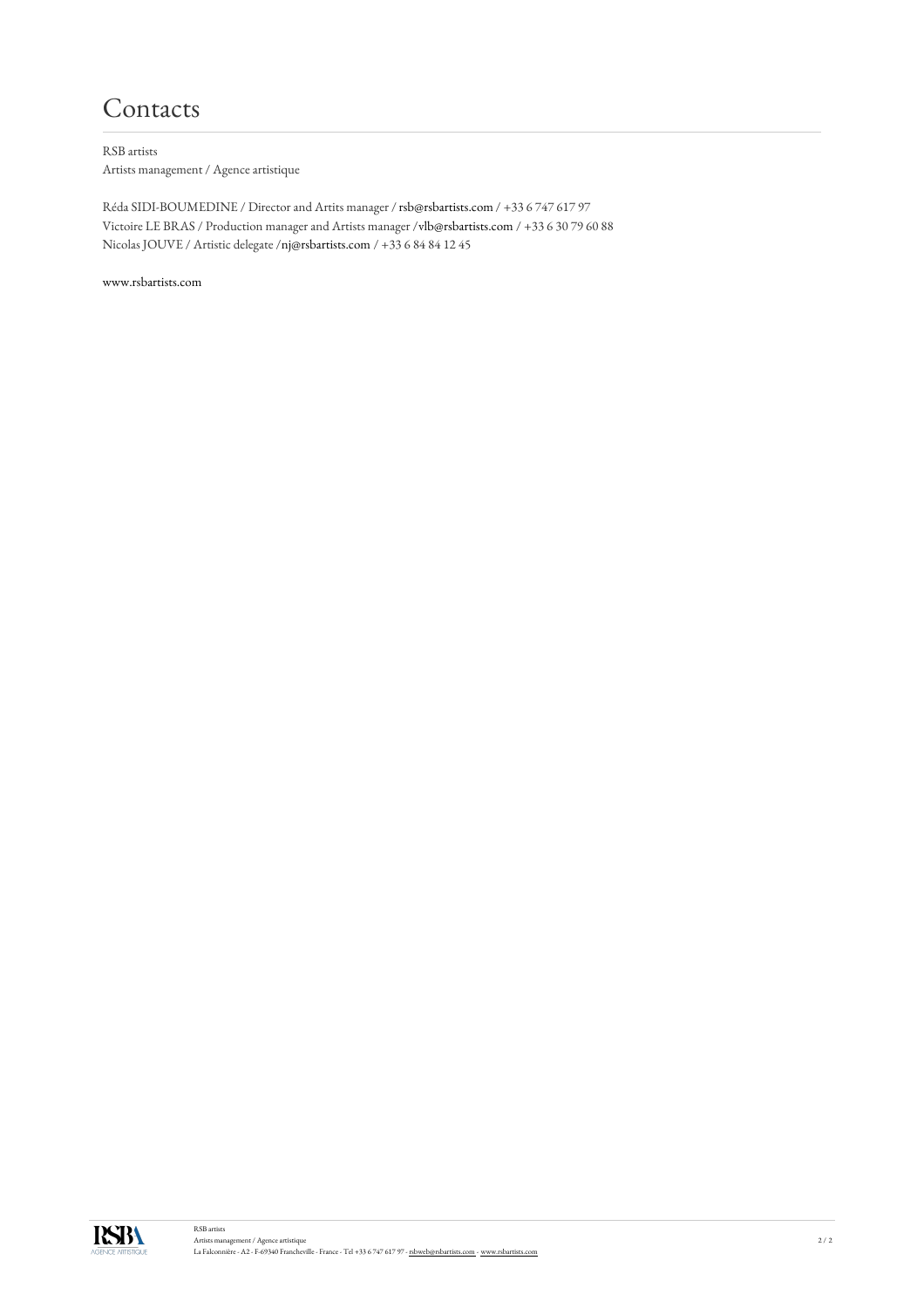# Contacts

RSB artists
Artists management / Agence artistique

Réda SIDI-BOUMEDINE / Director and Artits manager / rsb@rsbartists.com / +33 6 747 617 97
Victoire LE BRAS / Production manager and Artists manager /vlb@rsbartists.com / +33 6 30 79 60 88
Nicolas JOUVE / Artistic delegate /nj@rsbartists.com / +33 6 84 84 12 45

www.rsbartists.com